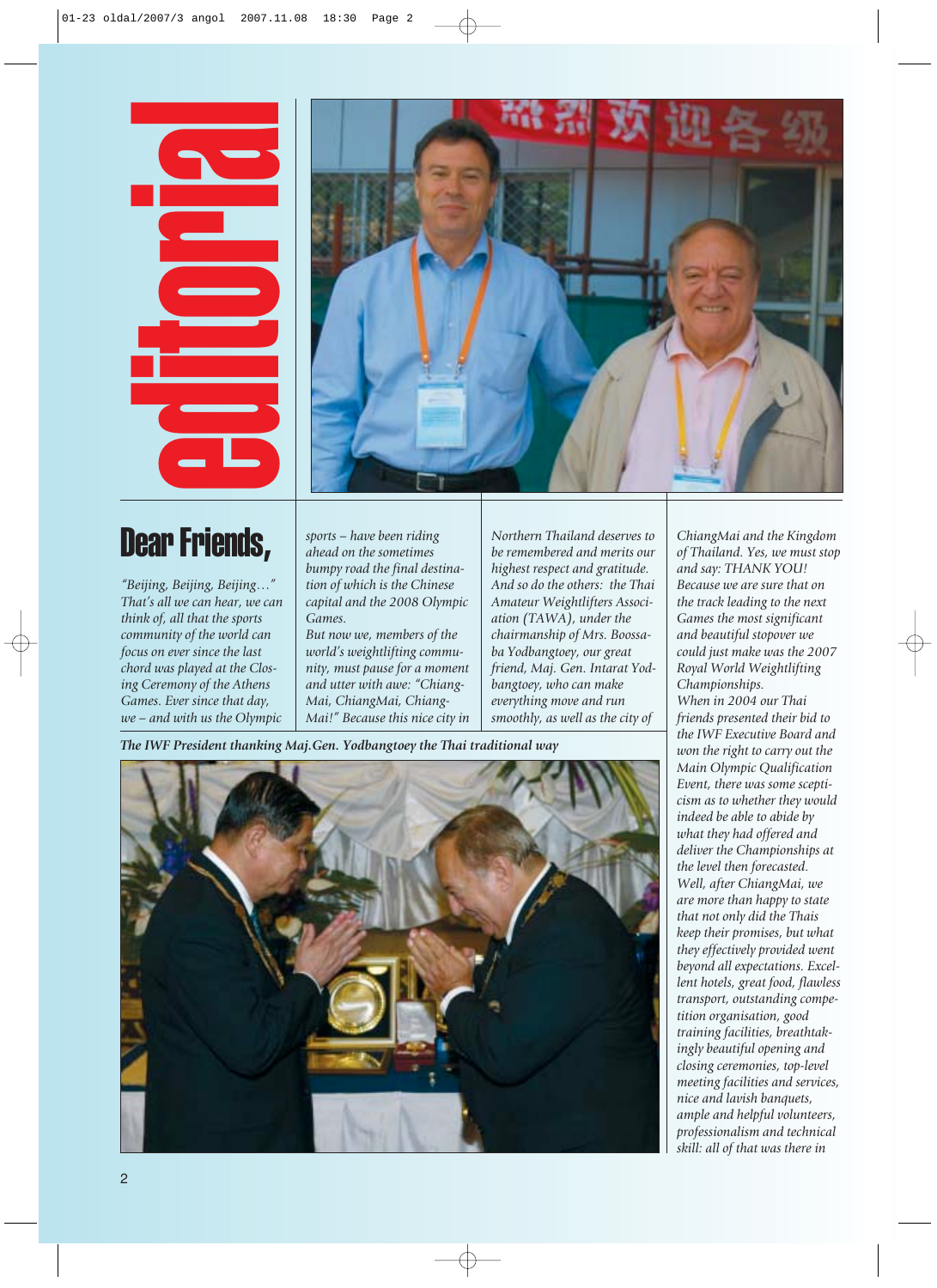# editorial

## Dear Friends,

*"Beijing, Beijing, Beijing…" That's all we can hear, we can think of, all that the sports community of the world can focus on ever since the last chord was played at the Closing Ceremony of the Athens Games. Ever since that day, we – and with us the Olympic sports – have been riding ahead on the sometimes bumpy road the final destination of which is the Chinese capital and the 2008 Olympic Games.*

*But now we, members of the world's weightlifting community, must pause for a moment and utter with awe: "ChiangMai, ChiangMai, ChiangMai!" Because this nice city in Northern Thailand deserves to be remembered and merits our highest respect and gratitude. And so do the others: the Thai Amateur Weightlifters Association (TAWA), under the chairmanship of Mrs. Boossaba Yodbangtoey, our great friend, Maj. Gen. Intarat Yodbangtoey, who can make everything move and run smoothly, as well as the city of ChiangMai and the Kingdom of Thailand. Yes, we must stop and say: THANK YOU!*

*Because we are sure that on the track leading to the next Games the most significant and beautiful stopover we could just make was the 2007 Royal World Weightlifting Championships.*

*When in 2004 our Thai friends presented their bid to the IWF Executive Board and won the right to carry out the Main Olympic Qualification Event, there was some scepticism as to whether they would indeed be able to abide by what they had offered and deliver the Championships at the level then forecasted.*

*Well, after ChiangMai, we are more than happy to state that not only did the Thais keep their promises, but what they effectively provided went beyond all expectations. Excellent hotels, great food, flawless transport, outstanding competition organisation, good training facilities, breathtakingly beautiful opening and closing ceremonies, top-level meeting facilities and services, nice and lavish banquets, ample and helpful volunteers, professionalism and technical skill: all of that was there in*

**The IWF President thanking Maj.Gen. Yodbangtoey the Thai traditional way**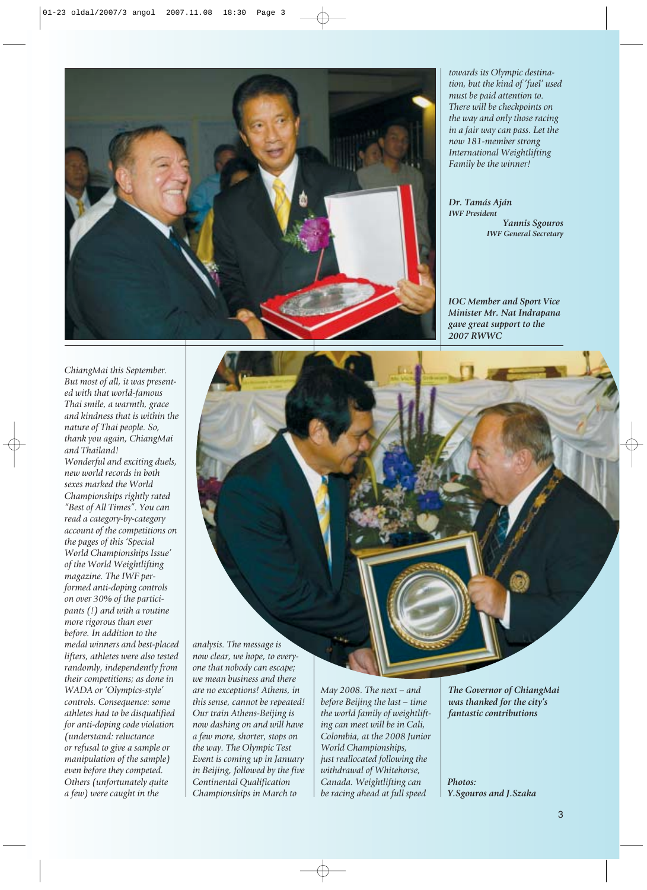*towards its Olympic destination, but the kind of 'fuel' used must be paid attention to. There will be checkpoints on the way and only those racing in a fair way can pass. Let the now 181-member strong International Weightlifting Family be the winner!*

***Dr. Tamás Aján***
***IWF President***

***Yannis Sgouros***
***IWF General Secretary***

***IOC Member and Sport Vice Minister Mr. Nat Indrapana gave great support to the 2007 RWWC***

*ChiangMai this September. But most of all, it was presented with that world-famous Thai smile, a warmth, grace and kindness that is within the nature of Thai people. So, thank you again, ChiangMai and Thailand!*

*Wonderful and exciting duels, new world records in both sexes marked the World Championships rightly rated "Best of All Times". You can read a category-by-category account of the competitions on the pages of this 'Special World Championships Issue' of the World Weightlifting magazine. The IWF performed anti-doping controls on over 30% of the participants (!) and with a routine more rigorous than ever before. In addition to the medal winners and best-placed lifters, athletes were also tested randomly, independently from their competitions; as done in WADA or 'Olympics-style' controls. Consequence: some athletes had to be disqualified for anti-doping code violation (understand: reluctance or refusal to give a sample or manipulation of the sample) even before they competed. Others (unfortunately quite a few) were caught in the analysis. The message is now clear, we hope, to everyone that nobody can escape; we mean business and there are no exceptions! Athens, in this sense, cannot be repeated! Our train Athens-Beijing is now dashing on and will have a few more, shorter, stops on the way. The Olympic Test Event is coming up in January in Beijing, followed by the five Continental Qualification Championships in March to May 2008. The next – and before Beijing the last – time the world family of weightlifting can meet will be in Cali, Colombia, at the 2008 Junior World Championships, just reallocated following the withdrawal of Whitehorse, Canada. Weightlifting can be racing ahead at full speed*

***The Governor of ChiangMai was thanked for the city's fantastic contributions***

***Photos:***
***Y.Sgouros and J.Szaka***